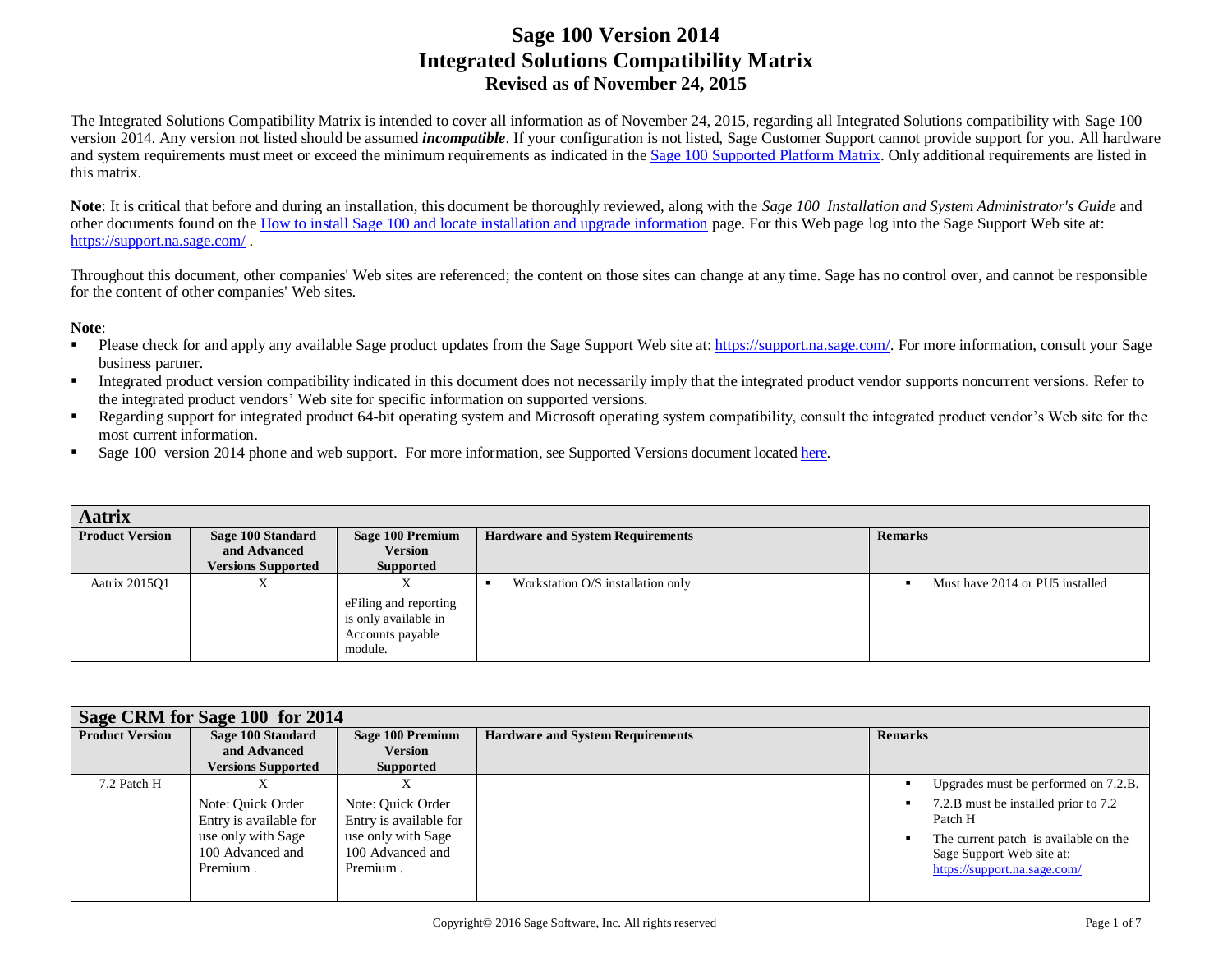# Sage 100 Version 2014
# Integrated Solutions Compatibility Matrix
## Revised as of November 24, 2015

The Integrated Solutions Compatibility Matrix is intended to cover all information as of November 24, 2015, regarding all Integrated Solutions compatibility with Sage 100 version 2014. Any version not listed should be assumed ***incompatible***. If your configuration is not listed, Sage Customer Support cannot provide support for you. All hardware and system requirements must meet or exceed the minimum requirements as indicated in the [Sage 100 Supported Platform Matrix](). Only additional requirements are listed in this matrix.

**Note**: It is critical that before and during an installation, this document be thoroughly reviewed, along with the *Sage 100 Installation and System Administrator's Guide* and other documents found on the [How to install Sage 100 and locate installation and upgrade information]() page. For this Web page log into the Sage Support Web site at: https://support.na.sage.com/ .

Throughout this document, other companies' Web sites are referenced; the content on those sites can change at any time. Sage has no control over, and cannot be responsible for the content of other companies' Web sites.

**Note**:

- Please check for and apply any available Sage product updates from the Sage Support Web site at: https://support.na.sage.com/. For more information, consult your Sage business partner.
- Integrated product version compatibility indicated in this document does not necessarily imply that the integrated product vendor supports noncurrent versions. Refer to the integrated product vendors' Web site for specific information on supported versions.
- Regarding support for integrated product 64-bit operating system and Microsoft operating system compatibility, consult the integrated product vendor's Web site for the most current information.
- Sage 100 version 2014 phone and web support. For more information, see Supported Versions document located [here]().

### Aatrix

| Product Version | Sage 100 Standard and Advanced Versions Supported | Sage 100 Premium Version Supported | Hardware and System Requirements | Remarks |
|---|---|---|---|---|
| Aatrix 2015Q1 | X | X<br>eFiling and reporting is only available in Accounts payable module. | ▪ Workstation O/S installation only | ▪ Must have 2014 or PU5 installed |

### Sage CRM for Sage 100 for 2014

| Product Version | Sage 100 Standard and Advanced Versions Supported | Sage 100 Premium Version Supported | Hardware and System Requirements | Remarks |
|---|---|---|---|---|
| 7.2 Patch H | X<br>Note: Quick Order Entry is available for use only with Sage 100 Advanced and Premium . | X<br>Note: Quick Order Entry is available for use only with Sage 100 Advanced and Premium . | | ▪ Upgrades must be performed on 7.2.B.<br>▪ 7.2.B must be installed prior to 7.2 Patch H<br>▪ The current patch is available on the Sage Support Web site at: https://support.na.sage.com/ |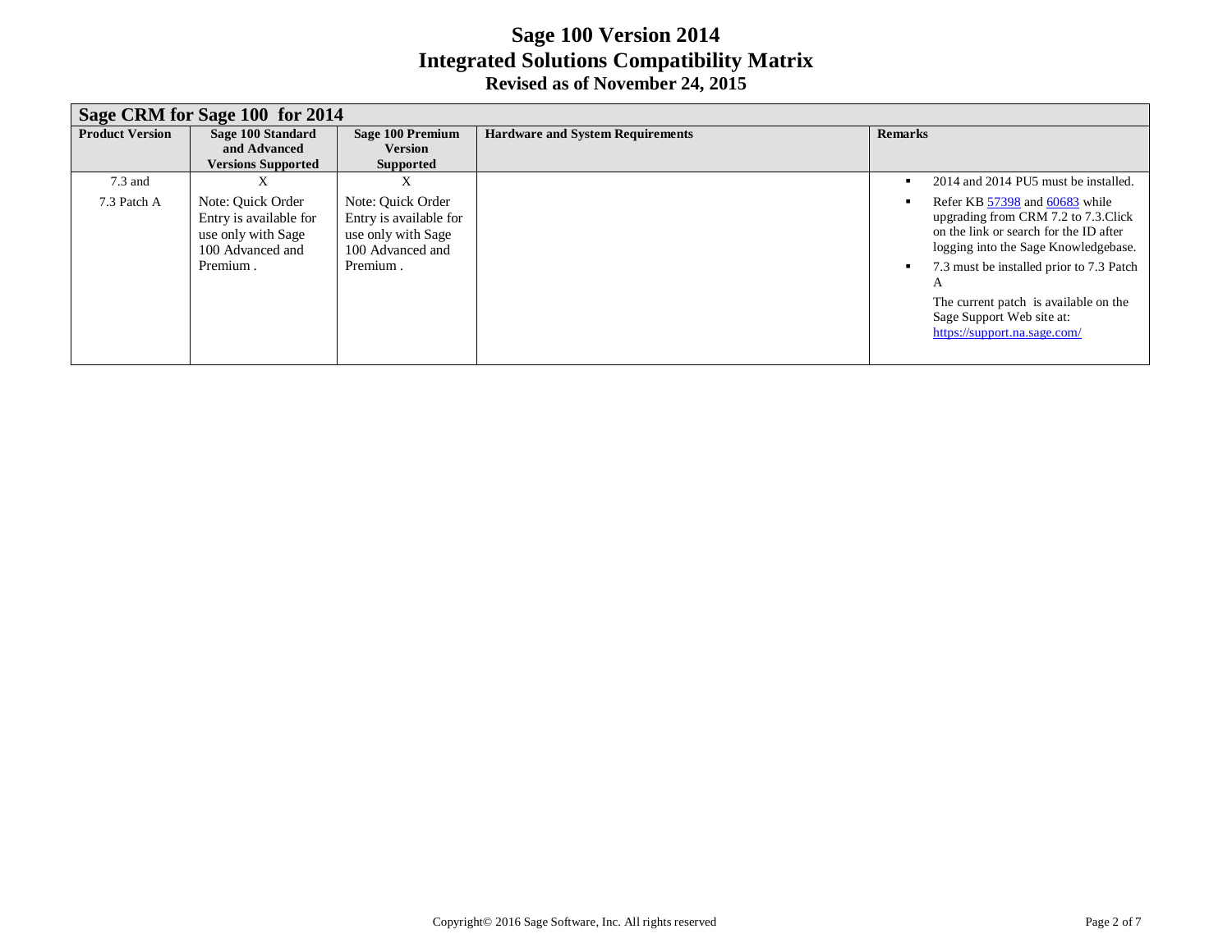# Sage 100 Version 2014
# Integrated Solutions Compatibility Matrix
### Revised as of November 24, 2015

| Sage CRM for Sage 100 for 2014 | | | | |
|---|---|---|---|---|
| **Product Version** | **Sage 100 Standard and Advanced Versions Supported** | **Sage 100 Premium Version Supported** | **Hardware and System Requirements** | **Remarks** |
| 7.3 and<br><br>7.3 Patch A | X<br><br>Note: Quick Order Entry is available for use only with Sage 100 Advanced and Premium . | X<br><br>Note: Quick Order Entry is available for use only with Sage 100 Advanced and Premium . | | ▪ 2014 and 2014 PU5 must be installed.<br>▪ Refer KB 57398 and 60683 while upgrading from CRM 7.2 to 7.3.Click on the link or search for the ID after logging into the Sage Knowledgebase.<br>▪ 7.3 must be installed prior to 7.3 Patch A<br>The current patch is available on the Sage Support Web site at: https://support.na.sage.com/ |

Copyright© 2016 Sage Software, Inc. All rights reserved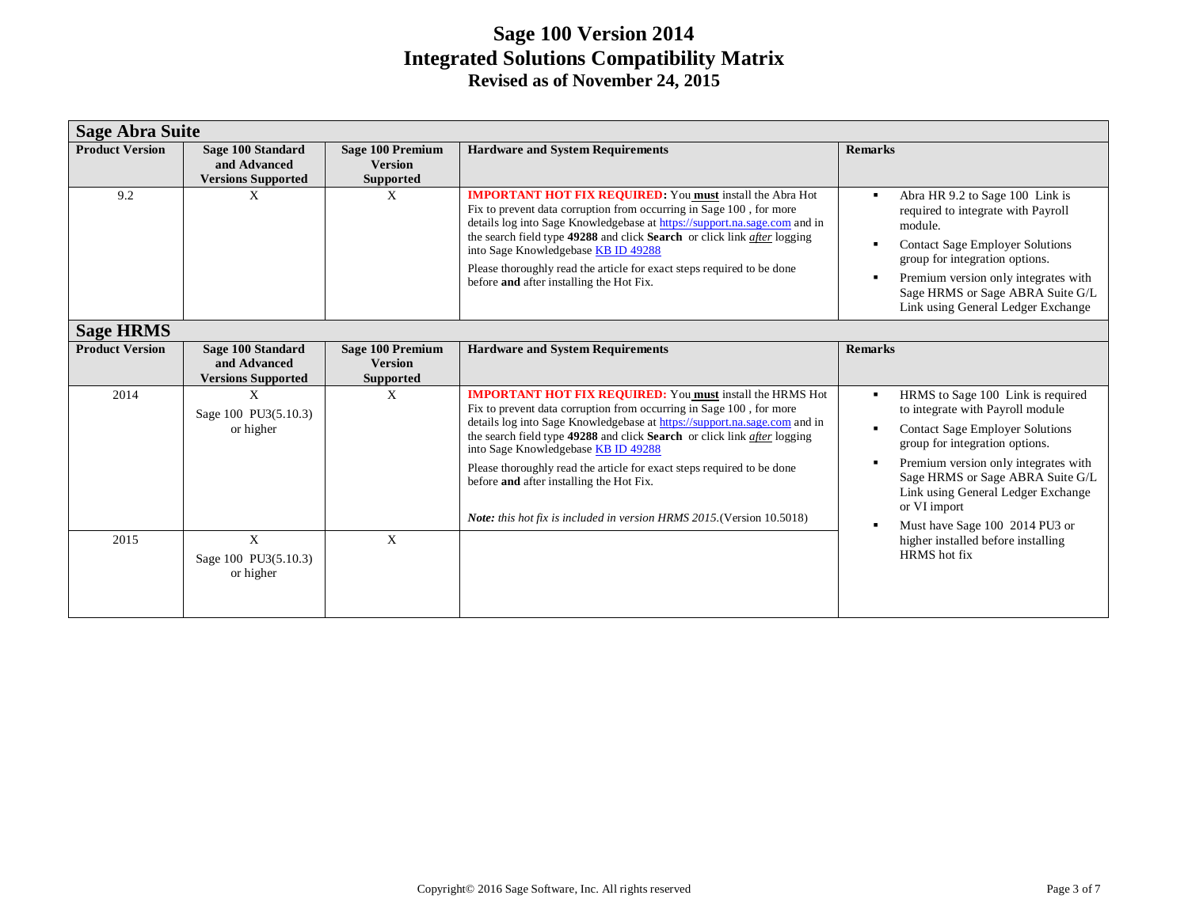# Sage 100 Version 2014
# Integrated Solutions Compatibility Matrix
## Revised as of November 24, 2015

### Sage Abra Suite

| Product Version | Sage 100 Standard and Advanced Versions Supported | Sage 100 Premium Version Supported | Hardware and System Requirements | Remarks |
|---|---|---|---|---|
| 9.2 | X | X | **IMPORTANT HOT FIX REQUIRED:** You **must** install the Abra Hot Fix to prevent data corruption from occurring in Sage 100 , for more details log into Sage Knowledgebase at https://support.na.sage.com and in the search field type **49288** and click **Search** or click link ***after*** logging into Sage Knowledgebase KB ID 49288<br><br>Please thoroughly read the article for exact steps required to be done before **and** after installing the Hot Fix. | ▪ Abra HR 9.2 to Sage 100 Link is required to integrate with Payroll module.<br>▪ Contact Sage Employer Solutions group for integration options.<br>▪ Premium version only integrates with Sage HRMS or Sage ABRA Suite G/L Link using General Ledger Exchange |

### Sage HRMS

| Product Version | Sage 100 Standard and Advanced Versions Supported | Sage 100 Premium Version Supported | Hardware and System Requirements | Remarks |
|---|---|---|---|---|
| 2014 | X<br>Sage 100 PU3(5.10.3) or higher | X | **IMPORTANT HOT FIX REQUIRED:** You **must** install the HRMS Hot Fix to prevent data corruption from occurring in Sage 100 , for more details log into Sage Knowledgebase at https://support.na.sage.com and in the search field type **49288** and click **Search** or click link ***after*** logging into Sage Knowledgebase KB ID 49288<br><br>Please thoroughly read the article for exact steps required to be done before **and** after installing the Hot Fix.<br><br>***Note:*** *this hot fix is included in version HRMS 2015.*(Version 10.5018) | ▪ HRMS to Sage 100 Link is required to integrate with Payroll module<br>▪ Contact Sage Employer Solutions group for integration options.<br>▪ Premium version only integrates with Sage HRMS or Sage ABRA Suite G/L Link using General Ledger Exchange or VI import<br>▪ Must have Sage 100 2014 PU3 or higher installed before installing HRMS hot fix |
| 2015 | X<br>Sage 100 PU3(5.10.3) or higher | X | | |

Copyright© 2016 Sage Software, Inc. All rights reserved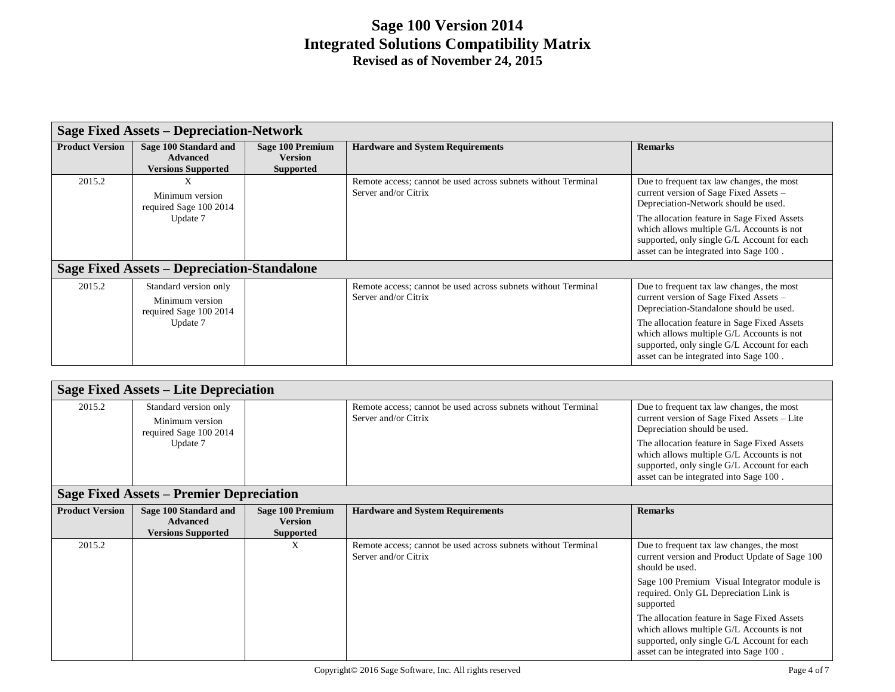# Sage 100 Version 2014
# Integrated Solutions Compatibility Matrix
## Revised as of November 24, 2015

### Sage Fixed Assets – Depreciation-Network

| Product Version | Sage 100 Standard and Advanced Versions Supported | Sage 100 Premium Version Supported | Hardware and System Requirements | Remarks |
|---|---|---|---|---|
| 2015.2 | X<br>Minimum version required Sage 100 2014 Update 7 | | Remote access; cannot be used across subnets without Terminal Server and/or Citrix | Due to frequent tax law changes, the most current version of Sage Fixed Assets – Depreciation-Network should be used.<br>The allocation feature in Sage Fixed Assets which allows multiple G/L Accounts is not supported, only single G/L Account for each asset can be integrated into Sage 100 . |

### Sage Fixed Assets – Depreciation-Standalone

| Product Version | Sage 100 Standard and Advanced Versions Supported | Sage 100 Premium Version Supported | Hardware and System Requirements | Remarks |
|---|---|---|---|---|
| 2015.2 | Standard version only<br>Minimum version required Sage 100 2014 Update 7 | | Remote access; cannot be used across subnets without Terminal Server and/or Citrix | Due to frequent tax law changes, the most current version of Sage Fixed Assets – Depreciation-Standalone should be used.<br>The allocation feature in Sage Fixed Assets which allows multiple G/L Accounts is not supported, only single G/L Account for each asset can be integrated into Sage 100 . |

### Sage Fixed Assets – Lite Depreciation

| Product Version | Sage 100 Standard and Advanced Versions Supported | Sage 100 Premium Version Supported | Hardware and System Requirements | Remarks |
|---|---|---|---|---|
| 2015.2 | Standard version only<br>Minimum version required Sage 100 2014 Update 7 | | Remote access; cannot be used across subnets without Terminal Server and/or Citrix | Due to frequent tax law changes, the most current version of Sage Fixed Assets – Lite Depreciation should be used.<br>The allocation feature in Sage Fixed Assets which allows multiple G/L Accounts is not supported, only single G/L Account for each asset can be integrated into Sage 100 . |

### Sage Fixed Assets – Premier Depreciation

| Product Version | Sage 100 Standard and Advanced Versions Supported | Sage 100 Premium Version Supported | Hardware and System Requirements | Remarks |
|---|---|---|---|---|
| 2015.2 | | X | Remote access; cannot be used across subnets without Terminal Server and/or Citrix | Due to frequent tax law changes, the most current version and Product Update of Sage 100 should be used.<br>Sage 100 Premium Visual Integrator module is required. Only GL Depreciation Link is supported<br>The allocation feature in Sage Fixed Assets which allows multiple G/L Accounts is not supported, only single G/L Account for each asset can be integrated into Sage 100 . |

Copyright© 2016 Sage Software, Inc. All rights reserved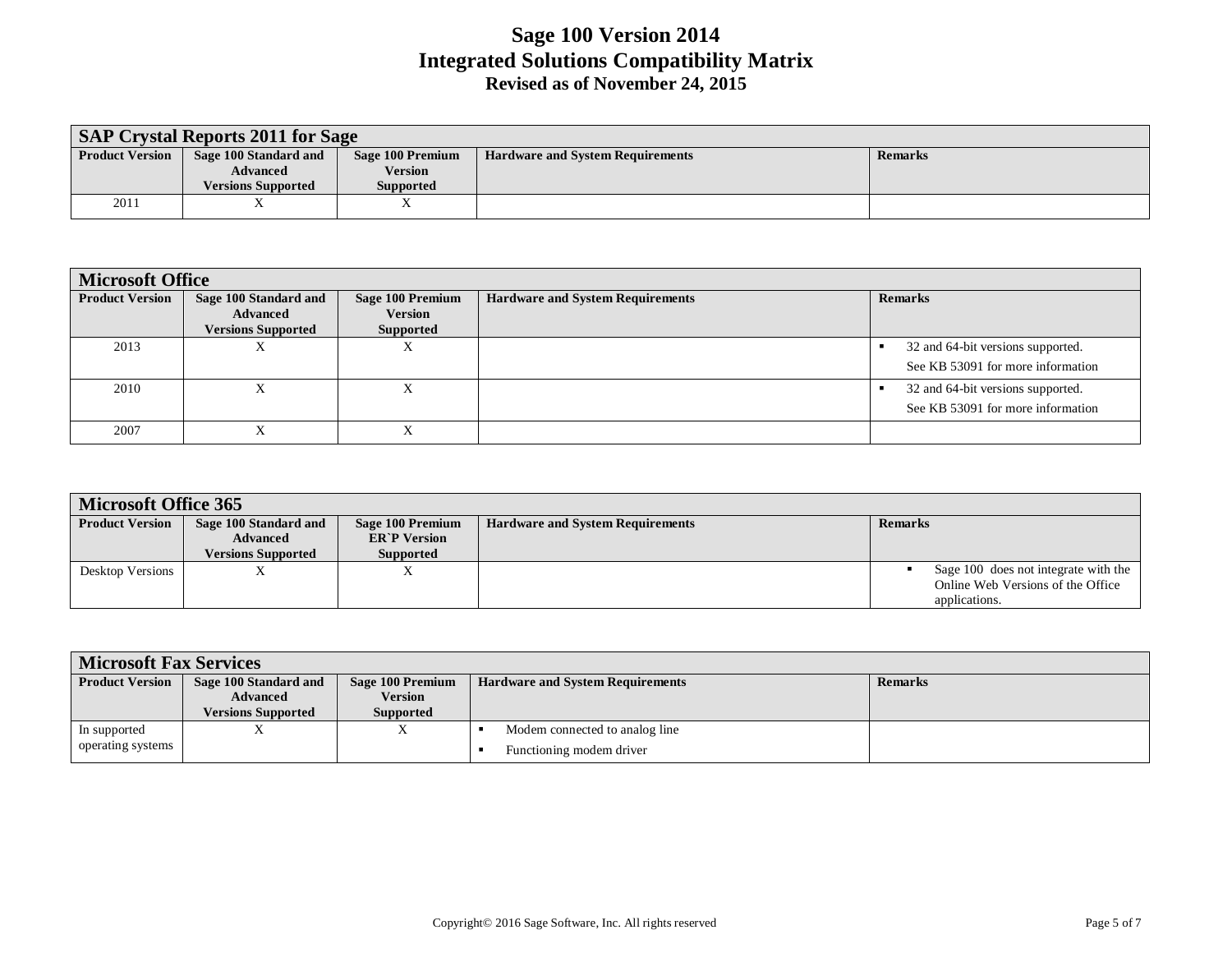# Sage 100 Version 2014
# Integrated Solutions Compatibility Matrix
### Revised as of November 24, 2015

| SAP Crystal Reports 2011 for Sage | | | | |
|---|---|---|---|---|
| **Product Version** | **Sage 100 Standard and Advanced Versions Supported** | **Sage 100 Premium Version Supported** | **Hardware and System Requirements** | **Remarks** |
| 2011 | X | X | | |

| Microsoft Office | | | | |
|---|---|---|---|---|
| **Product Version** | **Sage 100 Standard and Advanced Versions Supported** | **Sage 100 Premium Version Supported** | **Hardware and System Requirements** | **Remarks** |
| 2013 | X | X | | ▪ 32 and 64-bit versions supported. See KB 53091 for more information |
| 2010 | X | X | | ▪ 32 and 64-bit versions supported. See KB 53091 for more information |
| 2007 | X | X | | |

| Microsoft Office 365 | | | | |
|---|---|---|---|---|
| **Product Version** | **Sage 100 Standard and Advanced Versions Supported** | **Sage 100 Premium ER`P Version Supported** | **Hardware and System Requirements** | **Remarks** |
| Desktop Versions | X | X | | ▪ Sage 100 does not integrate with the Online Web Versions of the Office applications. |

| Microsoft Fax Services | | | | |
|---|---|---|---|---|
| **Product Version** | **Sage 100 Standard and Advanced Versions Supported** | **Sage 100 Premium Version Supported** | **Hardware and System Requirements** | **Remarks** |
| In supported operating systems | X | X | ▪ Modem connected to analog line<br>▪ Functioning modem driver | |

Copyright© 2016 Sage Software, Inc. All rights reserved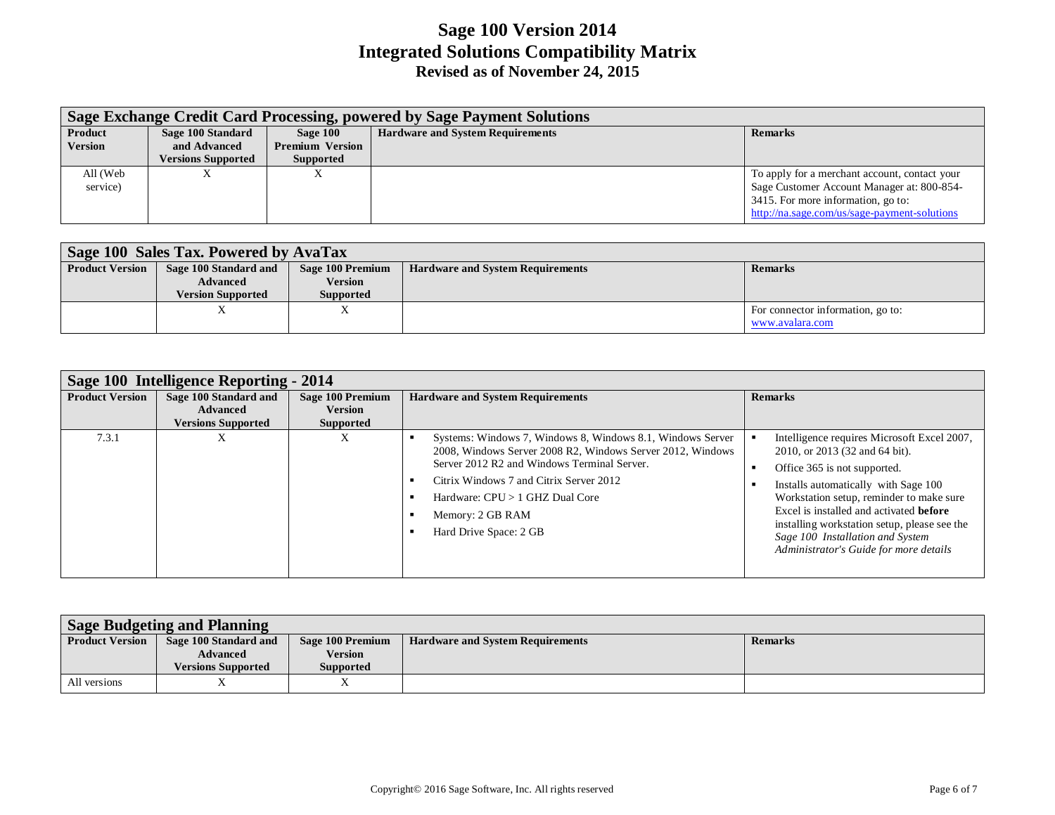# Sage 100 Version 2014
# Integrated Solutions Compatibility Matrix
## Revised as of November 24, 2015

| **Sage Exchange Credit Card Processing, powered by Sage Payment Solutions** | | | | |
|---|---|---|---|---|
| **Product Version** | **Sage 100 Standard and Advanced Versions Supported** | **Sage 100 Premium Version Supported** | **Hardware and System Requirements** | **Remarks** |
| All (Web service) | X | X | | To apply for a merchant account, contact your Sage Customer Account Manager at: 800-854-3415. For more information, go to: http://na.sage.com/us/sage-payment-solutions |

| **Sage 100 Sales Tax. Powered by AvaTax** | | | | |
|---|---|---|---|---|
| **Product Version** | **Sage 100 Standard and Advanced Version Supported** | **Sage 100 Premium Version Supported** | **Hardware and System Requirements** | **Remarks** |
| | X | X | | For connector information, go to: www.avalara.com |

| **Sage 100 Intelligence Reporting - 2014** | | | | |
|---|---|---|---|---|
| **Product Version** | **Sage 100 Standard and Advanced Versions Supported** | **Sage 100 Premium Version Supported** | **Hardware and System Requirements** | **Remarks** |
| 7.3.1 | X | X | ▪ Systems: Windows 7, Windows 8, Windows 8.1, Windows Server 2008, Windows Server 2008 R2, Windows Server 2012, Windows Server 2012 R2 and Windows Terminal Server.<br>▪ Citrix Windows 7 and Citrix Server 2012<br>▪ Hardware: CPU > 1 GHZ Dual Core<br>▪ Memory: 2 GB RAM<br>▪ Hard Drive Space: 2 GB | ▪ Intelligence requires Microsoft Excel 2007, 2010, or 2013 (32 and 64 bit).<br>▪ Office 365 is not supported.<br>▪ Installs automatically with Sage 100 Workstation setup, reminder to make sure Excel is installed and activated **before** installing workstation setup, please see the *Sage 100 Installation and System Administrator's Guide for more details* |

| **Sage Budgeting and Planning** | | | | |
|---|---|---|---|---|
| **Product Version** | **Sage 100 Standard and Advanced Versions Supported** | **Sage 100 Premium Version Supported** | **Hardware and System Requirements** | **Remarks** |
| All versions | X | X | | |

Copyright© 2016 Sage Software, Inc. All rights reserved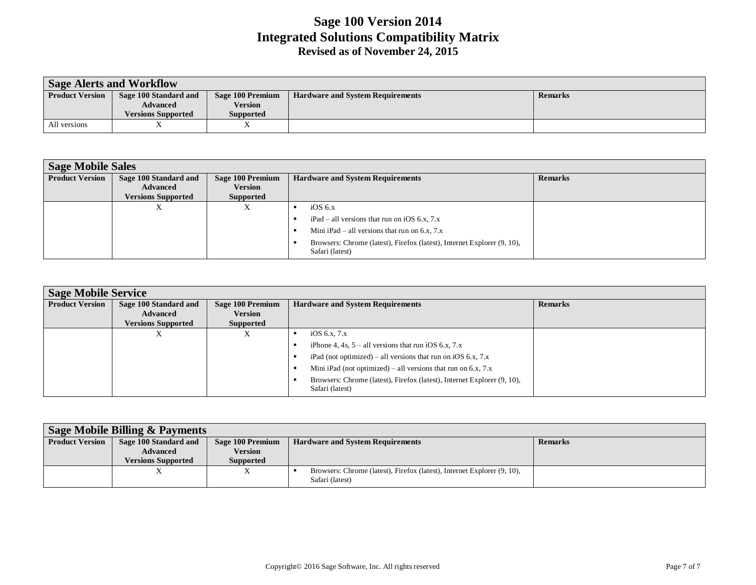# Sage 100 Version 2014
# Integrated Solutions Compatibility Matrix
### Revised as of November 24, 2015

## Sage Alerts and Workflow

| Product Version | Sage 100 Standard and Advanced Versions Supported | Sage 100 Premium Version Supported | Hardware and System Requirements | Remarks |
|---|---|---|---|---|
| All versions | X | X | | |

## Sage Mobile Sales

| Product Version | Sage 100 Standard and Advanced Versions Supported | Sage 100 Premium Version Supported | Hardware and System Requirements | Remarks |
|---|---|---|---|---|
| | X | X | ▪ iOS 6.x<br>▪ iPad – all versions that run on iOS 6.x, 7.x<br>▪ Mini iPad – all versions that run on 6.x, 7.x<br>▪ Browsers: Chrome (latest), Firefox (latest), Internet Explorer (9, 10), Safari (latest) | |

## Sage Mobile Service

| Product Version | Sage 100 Standard and Advanced Versions Supported | Sage 100 Premium Version Supported | Hardware and System Requirements | Remarks |
|---|---|---|---|---|
| | X | X | ▪ iOS 6.x, 7.x<br>▪ iPhone 4, 4s, 5 – all versions that run iOS 6.x, 7.x<br>▪ iPad (not optimized) – all versions that run on iOS 6.x, 7.x<br>▪ Mini iPad (not optimized) – all versions that run on 6.x, 7.x<br>▪ Browsers: Chrome (latest), Firefox (latest), Internet Explorer (9, 10), Safari (latest) | |

## Sage Mobile Billing & Payments

| Product Version | Sage 100 Standard and Advanced Versions Supported | Sage 100 Premium Version Supported | Hardware and System Requirements | Remarks |
|---|---|---|---|---|
| | X | X | ▪ Browsers: Chrome (latest), Firefox (latest), Internet Explorer (9, 10), Safari (latest) | |

Copyright© 2016 Sage Software, Inc. All rights reserved